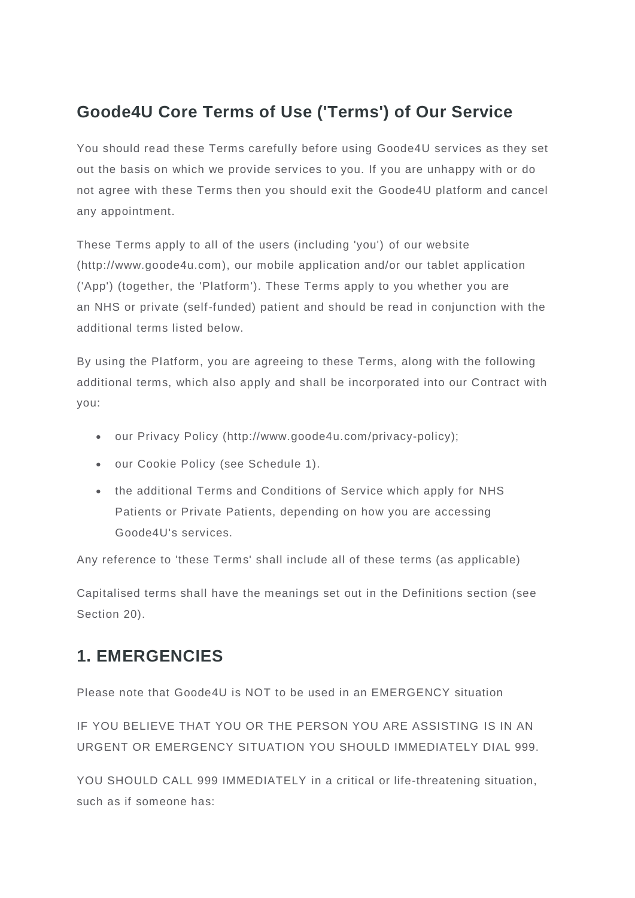# Goode4U Core Terms of Use ('Terms') of Our Service

You should read these Terms carefully before using Goode4U services as they set out the basis on which we provide services to you. If you are unhappy with or do not agree with these Terms then you should exit the Goode4U platform and cancel any appointment.

These Terms apply to all of the users (including 'you') of our website (http://www.goode4u.com), our mobile application and/or our tablet application ('App') (together, the 'Platform'). These Terms apply to you whether you are an NHS or private (self-funded) patient and should be read in conjunction with the additional terms listed below.

By using the Platform, you are agreeing to these Terms, along with the following additional terms, which also apply and shall be incorporated into our Contract with you:

- our Privacy Policy (http://www.goode4u.com/privacy-policy);
- our Cookie Policy (see Schedule 1).
- the additional Terms and Conditions of Service which apply for NHS Patients or Private Patients, depending on how you are accessing Goode4U's services.

Any reference to 'these Terms' shall include all of these terms (as applicable)

Capitalised terms shall have the meanings set out in the Definitions section (see Section 20).

## 1. EMERGENCIES

Please note that Goode4U is NOT to be used in an EMERGENCY situation

IF YOU BELIEVE THAT YOU OR THE PERSON YOU ARE ASSISTING IS IN AN URGENT OR EMERGENCY SITUATION YOU SHOULD IMMEDIATELY DIAL 999.

YOU SHOULD CALL 999 IMMEDIATELY in a critical or life-threatening situation, such as if someone has: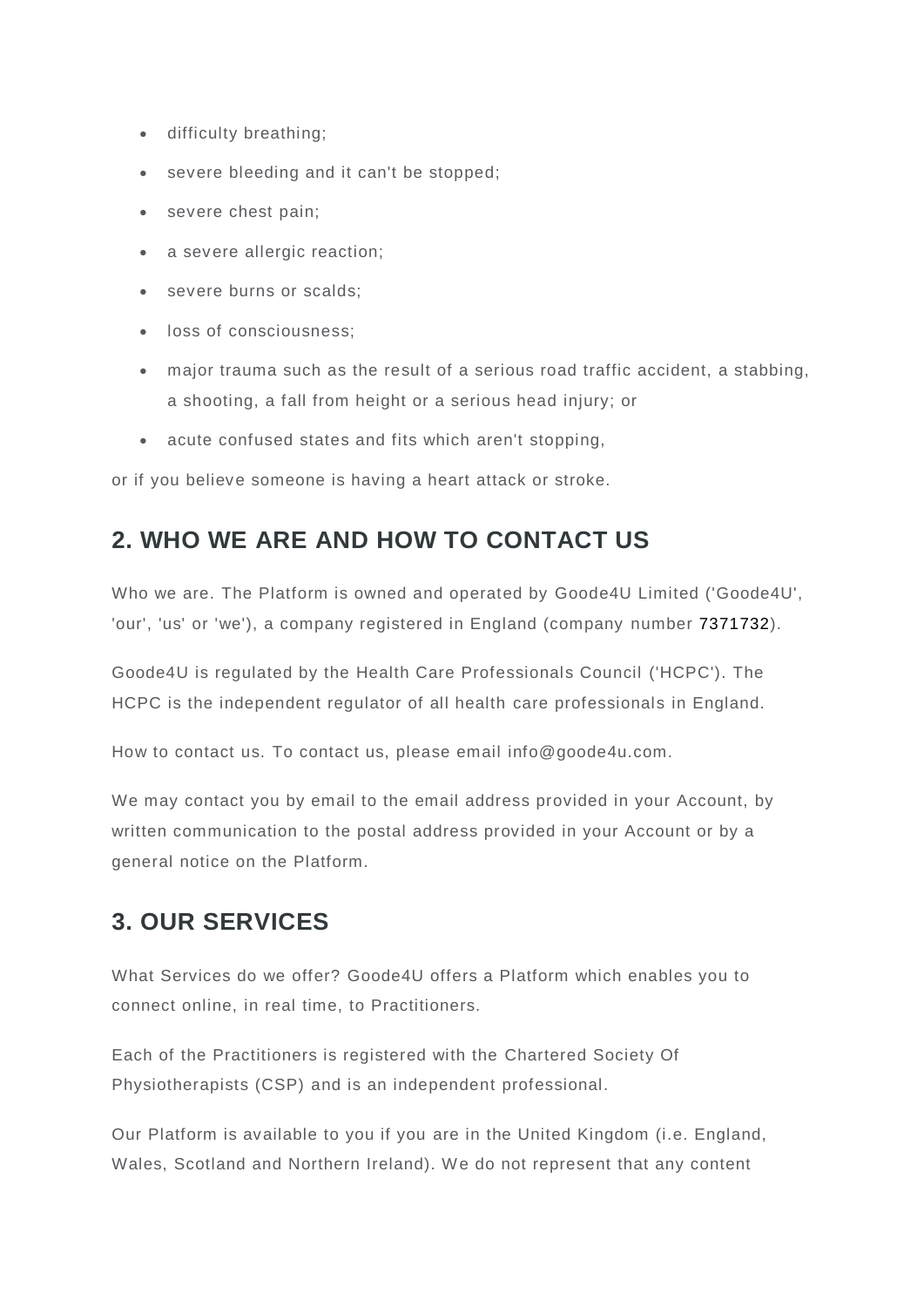- difficulty breathing;
- severe bleeding and it can't be stopped;
- severe chest pain;
- a severe allergic reaction;
- severe burns or scalds;
- loss of consciousness;
- major trauma such as the result of a serious road traffic accident, a stabbing, a shooting, a fall from height or a serious head injury; or
- acute confused states and fits which aren't stopping,

or if you believe someone is having a heart attack or stroke.

## 2. WHO WE ARE AND HOW TO CONTACT US

Who we are. The Platform is owned and operated by Goode4U Limited ('Goode4U', 'our', 'us' or 'we'), a company registered in England (company number 7371732).

Goode4U is regulated by the Health Care Professionals Council ('HCPC'). The HCPC is the independent regulator of all health care professionals in England.

How to contact us. To contact us, please email info@goode4u.com.

We may contact you by email to the email address provided in your Account, by written communication to the postal address provided in your Account or by a general notice on the Platform.

## 3. OUR SERVICES

What Services do we offer? Goode4U offers a Platform which enables you to connect online, in real time, to Practitioners.

Each of the Practitioners is registered with the Chartered Society Of Physiotherapists (CSP) and is an independent professional.

Our Platform is available to you if you are in the United Kingdom (i.e. England, Wales, Scotland and Northern Ireland). We do not represent that any content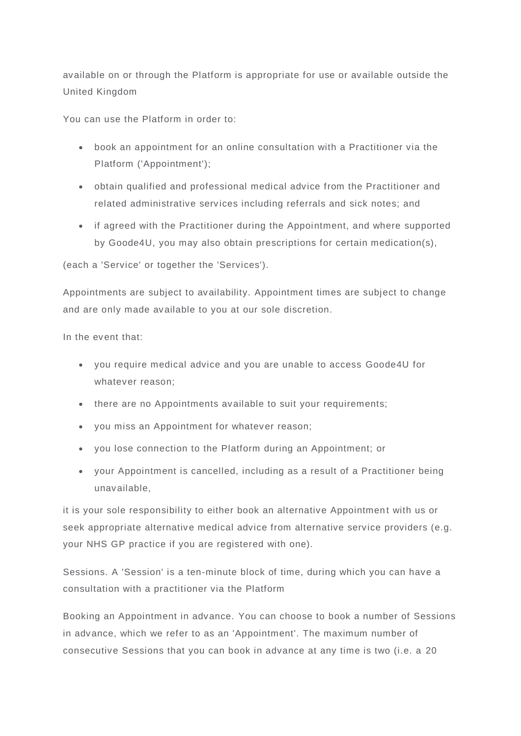available on or through the Platform is appropriate for use or available outside the United Kingdom

You can use the Platform in order to:

- book an appointment for an online consultation with a Practitioner via the Platform ('Appointment');
- obtain qualified and professional medical advice from the Practitioner and related administrative services including referrals and sick notes; and
- if agreed with the Practitioner during the Appointment, and where supported by Goode4U, you may also obtain prescriptions for certain medication(s),

(each a 'Service' or together the 'Services').

Appointments are subject to availability. Appointment times are subject to change and are only made available to you at our sole discretion.

In the event that:

- you require medical advice and you are unable to access Goode4U for whatever reason;
- there are no Appointments available to suit your requirements;
- you miss an Appointment for whatever reason;
- you lose connection to the Platform during an Appointment; or
- your Appointment is cancelled, including as a result of a Practitioner being unavailable,

it is your sole responsibility to either book an alternative Appointment with us or seek appropriate alternative medical advice from alternative service providers (e.g. your NHS GP practice if you are registered with one).

Sessions. A 'Session' is a ten-minute block of time, during which you can have a consultation with a practitioner via the Platform

Booking an Appointment in advance. You can choose to book a number of Sessions in advance, which we refer to as an 'Appointment'. The maximum number of consecutive Sessions that you can book in advance at any time is two (i.e. a 20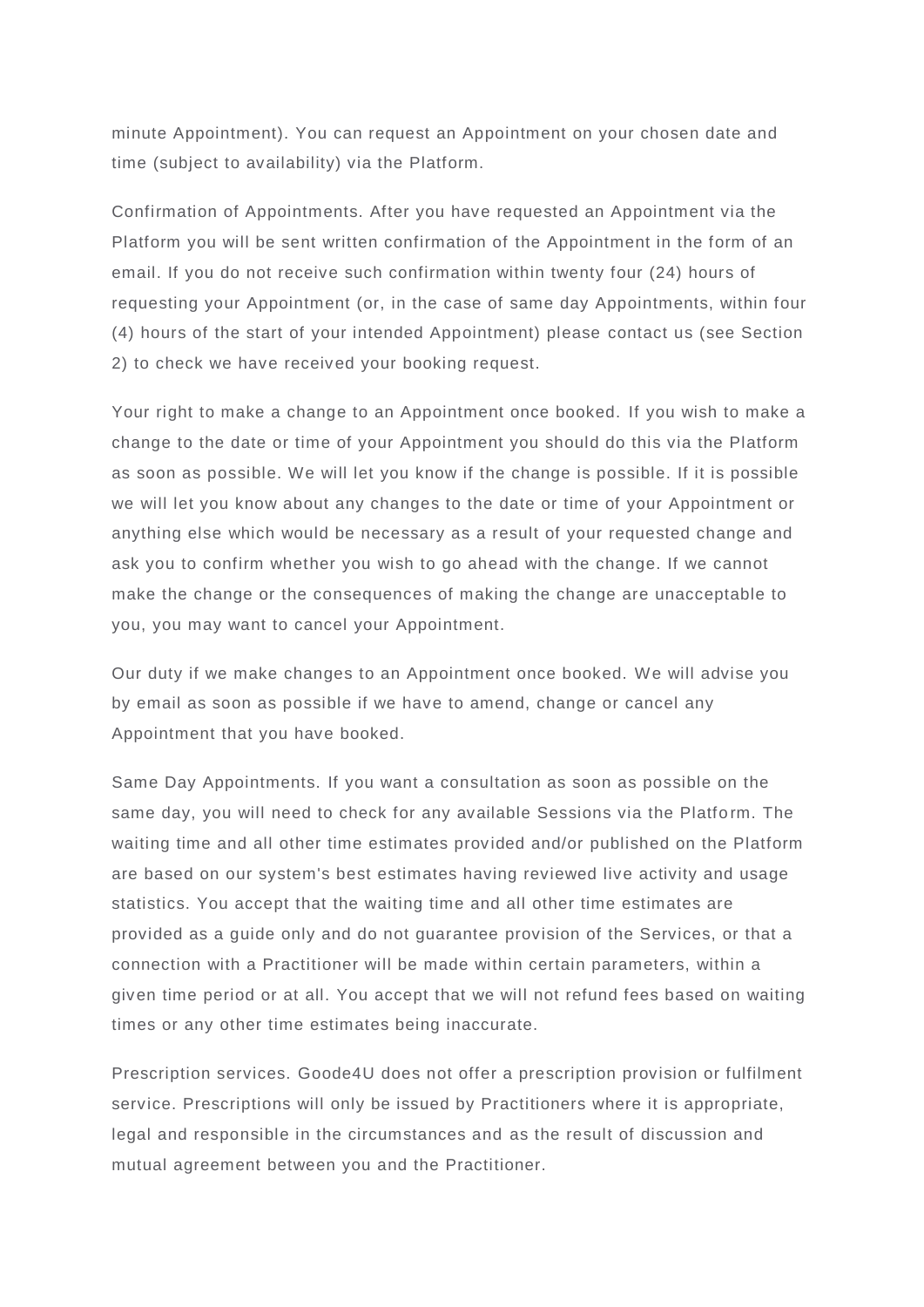minute Appointment). You can request an Appointment on your chosen date and time (subject to availability) via the Platform.

Confirmation of Appointments. After you have requested an Appointment via the Platform you will be sent written confirmation of the Appointment in the form of an email. If you do not receive such confirmation within twenty four (24) hours of requesting your Appointment (or, in the case of same day Appointments, within four (4) hours of the start of your intended Appointment) please contact us (see Section 2) to check we have received your booking request.

Your right to make a change to an Appointment once booked. If you wish to make a change to the date or time of your Appointment you should do this via the Platform as soon as possible. We will let you know if the change is possible. If it is possible we will let you know about any changes to the date or time of your Appointment or anything else which would be necessary as a result of your requested change and ask you to confirm whether you wish to go ahead with the change. If we cannot make the change or the consequences of making the change are unacceptable to you, you may want to cancel your Appointment.

Our duty if we make changes to an Appointment once booked. We will advise you by email as soon as possible if we have to amend, change or cancel any Appointment that you have booked.

Same Day Appointments. If you want a consultation as soon as possible on the same day, you will need to check for any available Sessions via the Platform. The waiting time and all other time estimates provided and/or published on the Platform are based on our system's best estimates having reviewed live activity and usage statistics. You accept that the waiting time and all other time estimates are provided as a guide only and do not guarantee provision of the Services, or that a connection with a Practitioner will be made within certain parameters, within a given time period or at all. You accept that we will not refund fees based on waiting times or any other time estimates being inaccurate.

Prescription services. Goode4U does not offer a prescription provision or fulfilment service. Prescriptions will only be issued by Practitioners where it is appropriate, legal and responsible in the circumstances and as the result of discussion and mutual agreement between you and the Practitioner.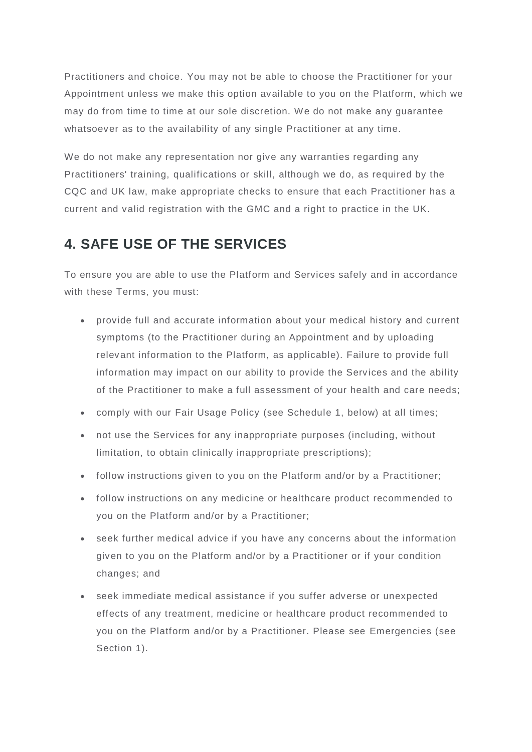Practitioners and choice. You may not be able to choose the Practitioner for your Appointment unless we make this option available to you on the Platform, which we may do from time to time at our sole discretion. We do not make any guarantee whatsoever as to the availability of any single Practitioner at any time.

We do not make any representation nor give any warranties regarding any Practitioners' training, qualifications or skill, although we do, as required by the CQC and UK law, make appropriate checks to ensure that each Practitioner has a current and valid registration with the GMC and a right to practice in the UK.

## 4. SAFE USE OF THE SERVICES

To ensure you are able to use the Platform and Services safely and in accordance with these Terms, you must:

- provide full and accurate information about your medical history and current symptoms (to the Practitioner during an Appointment and by uploading relevant information to the Platform, as applicable). Failure to provide full information may impact on our ability to provide the Services and the ability of the Practitioner to make a full assessment of your health and care needs;
- comply with our Fair Usage Policy (see Schedule 1, below) at all times;
- not use the Services for any inappropriate purposes (including, without limitation, to obtain clinically inappropriate prescriptions);
- follow instructions given to you on the Platform and/or by a Practitioner;
- follow instructions on any medicine or healthcare product recommended to you on the Platform and/or by a Practitioner;
- seek further medical advice if you have any concerns about the information given to you on the Platform and/or by a Practitioner or if your condition changes; and
- seek immediate medical assistance if you suffer adverse or unexpected effects of any treatment, medicine or healthcare product recommended to you on the Platform and/or by a Practitioner. Please see Emergencies (see Section 1).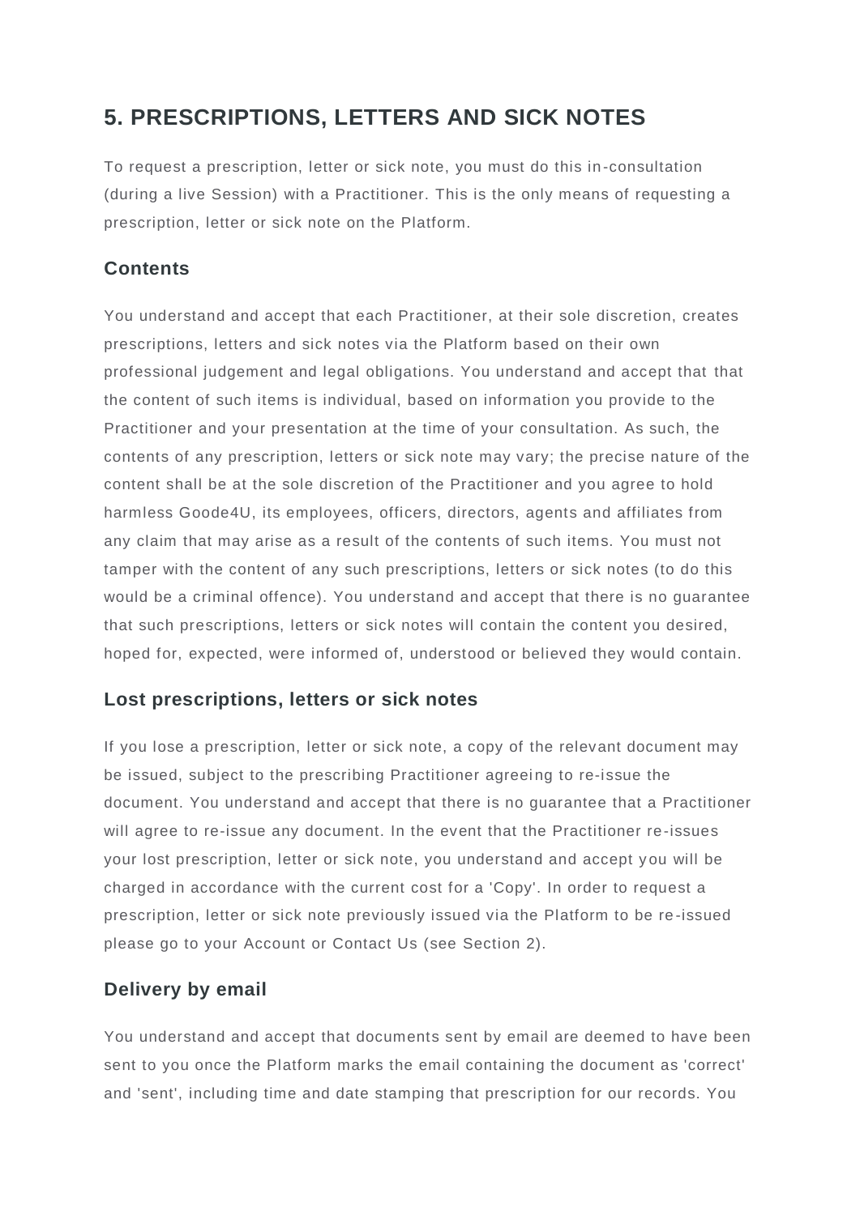## 5. PRESCRIPTIONS, LETTERS AND SICK NOTES

To request a prescription, letter or sick note, you must do this in-consultation (during a live Session) with a Practitioner. This is the only means of requesting a prescription, letter or sick note on the Platform.

### Contents

You understand and accept that each Practitioner, at their sole discretion, creates prescriptions, letters and sick notes via the Platform based on their own professional judgement and legal obligations. You understand and accept that that the content of such items is individual, based on information you provide to the Practitioner and your presentation at the time of your consultation. As such, the contents of any prescription, letters or sick note may vary; the precise nature of the content shall be at the sole discretion of the Practitioner and you agree to hold harmless Goode4U, its employees, officers, directors, agents and affiliates from any claim that may arise as a result of the contents of such items. You must not tamper with the content of any such prescriptions, letters or sick notes (to do this would be a criminal offence). You understand and accept that there is no guarantee that such prescriptions, letters or sick notes will contain the content you desired, hoped for, expected, were informed of, understood or believed they would contain.

### Lost prescriptions, letters or sick notes

If you lose a prescription, letter or sick note, a copy of the relevant document may be issued, subject to the prescribing Practitioner agreeing to re-issue the document. You understand and accept that there is no guarantee that a Practitioner will agree to re-issue any document. In the event that the Practitioner re-issues your lost prescription, letter or sick note, you understand and accept you will be charged in accordance with the current cost for a 'Copy'. In order to request a prescription, letter or sick note previously issued via the Platform to be re-issued please go to your Account or Contact Us (see Section 2).

### Delivery by email

You understand and accept that documents sent by email are deemed to have been sent to you once the Platform marks the email containing the document as 'correct' and 'sent', including time and date stamping that prescription for our records. You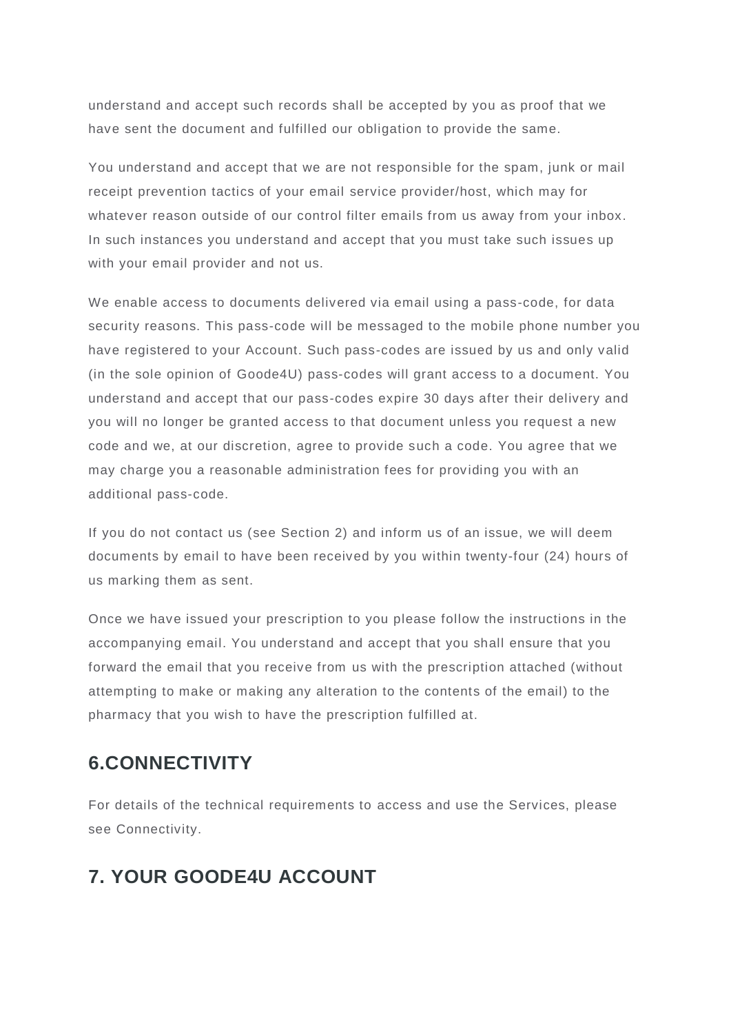understand and accept such records shall be accepted by you as proof that we have sent the document and fulfilled our obligation to provide the same.

You understand and accept that we are not responsible for the spam, junk or mail receipt prevention tactics of your email service provider/host, which may for whatever reason outside of our control filter emails from us away from your inbox. In such instances you understand and accept that you must take such issues up with your email provider and not us.

We enable access to documents delivered via email using a pass-code, for data security reasons. This pass-code will be messaged to the mobile phone number you have registered to your Account. Such pass-codes are issued by us and only valid (in the sole opinion of Goode4U) pass-codes will grant access to a document. You understand and accept that our pass-codes expire 30 days after their delivery and you will no longer be granted access to that document unless you request a new code and we, at our discretion, agree to provide such a code. You agree that we may charge you a reasonable administration fees for providing you with an additional pass-code.

If you do not contact us (see Section 2) and inform us of an issue, we will deem documents by email to have been received by you within twenty-four (24) hours of us marking them as sent.

Once we have issued your prescription to you please follow the instructions in the accompanying email. You understand and accept that you shall ensure that you forward the email that you receive from us with the prescription attached (without attempting to make or making any alteration to the contents of the email) to the pharmacy that you wish to have the prescription fulfilled at.

## 6.CONNECTIVITY

For details of the technical requirements to access and use the Services, please see Connectivity.

## 7. YOUR GOODE4U ACCOUNT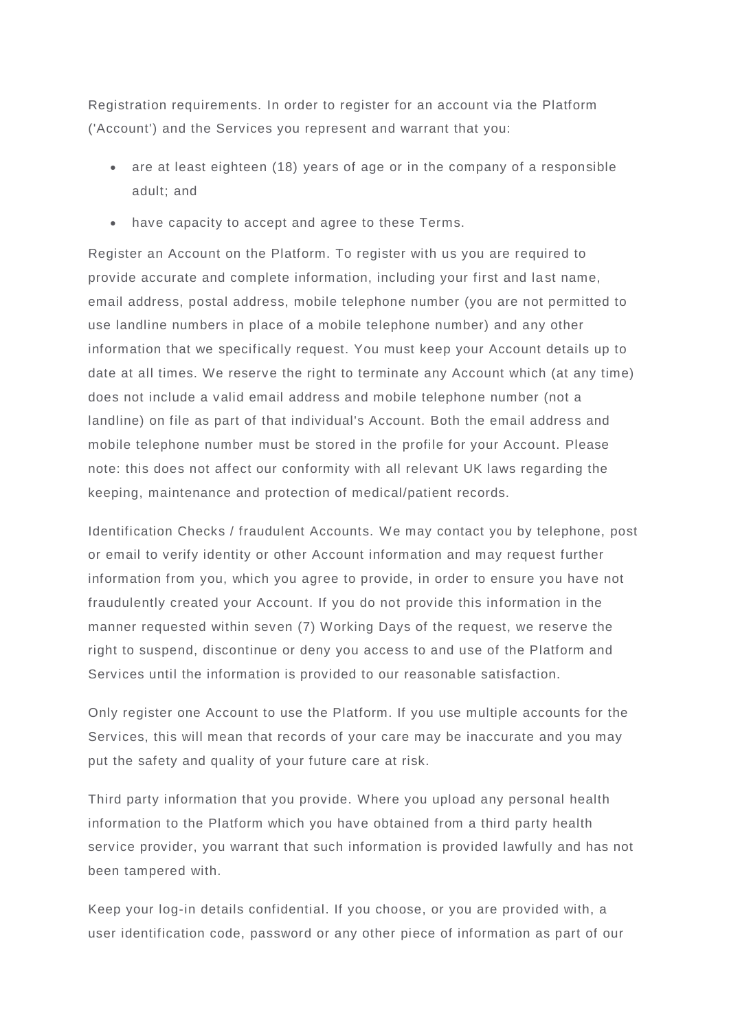Registration requirements. In order to register for an account via the Platform ('Account') and the Services you represent and warrant that you:

- are at least eighteen (18) years of age or in the company of a responsible adult; and
- have capacity to accept and agree to these Terms.

Register an Account on the Platform. To register with us you are required to provide accurate and complete information, including your first and last name, email address, postal address, mobile telephone number (you are not permitted to use landline numbers in place of a mobile telephone number) and any other information that we specifically request. You must keep your Account details up to date at all times. We reserve the right to terminate any Account which (at any time) does not include a valid email address and mobile telephone number (not a landline) on file as part of that individual's Account. Both the email address and mobile telephone number must be stored in the profile for your Account. Please note: this does not affect our conformity with all relevant UK laws regarding the keeping, maintenance and protection of medical/patient records.

Identification Checks / fraudulent Accounts. We may contact you by telephone, post or email to verify identity or other Account information and may request further information from you, which you agree to provide, in order to ensure you have not fraudulently created your Account. If you do not provide this information in the manner requested within seven (7) Working Days of the request, we reserve the right to suspend, discontinue or deny you access to and use of the Platform and Services until the information is provided to our reasonable satisfaction.

Only register one Account to use the Platform. If you use multiple accounts for the Services, this will mean that records of your care may be inaccurate and you may put the safety and quality of your future care at risk.

Third party information that you provide. Where you upload any personal health information to the Platform which you have obtained from a third party health service provider, you warrant that such information is provided lawfully and has not been tampered with.

Keep your log-in details confidential. If you choose, or you are provided with, a user identification code, password or any other piece of information as part of our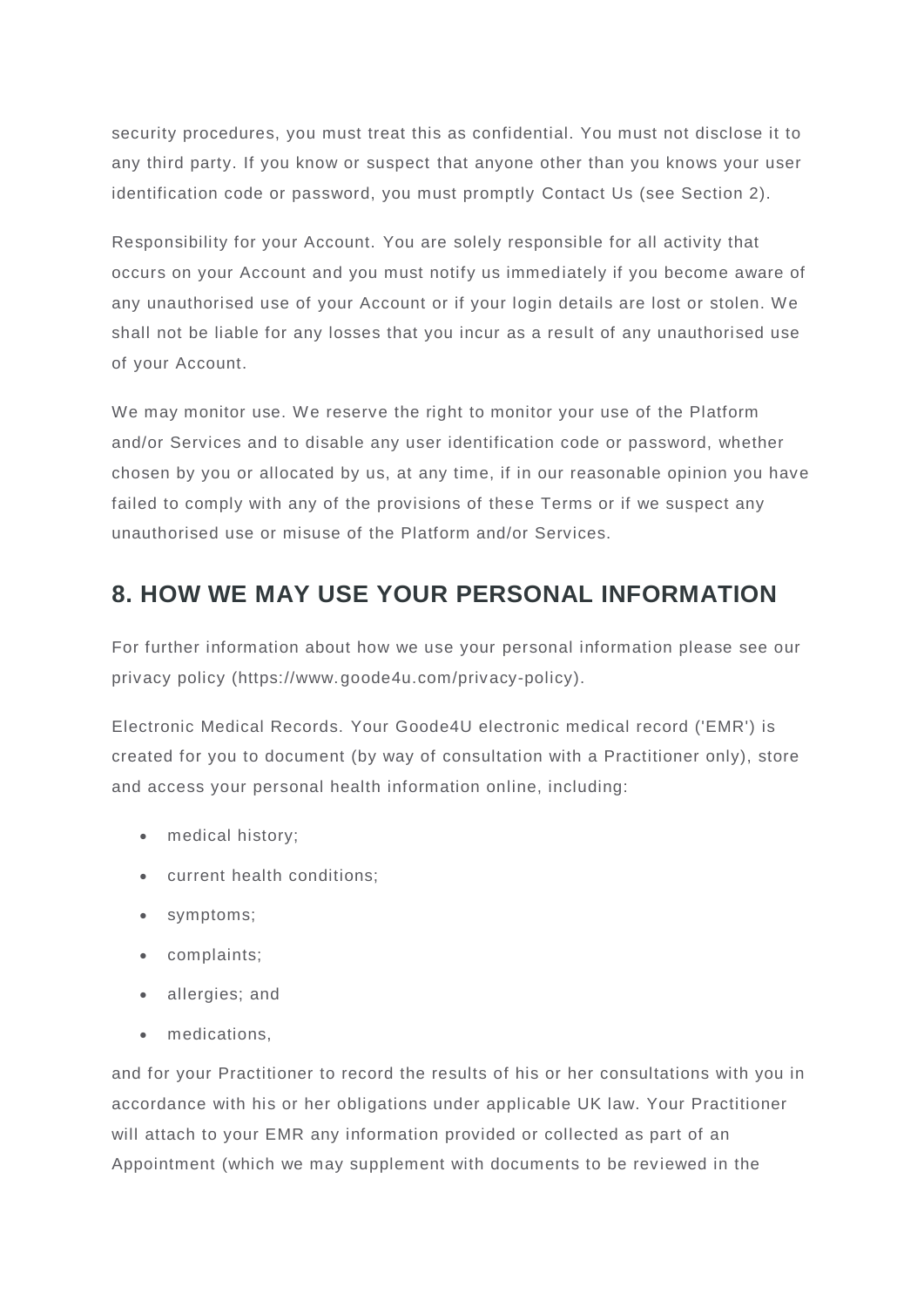security procedures, you must treat this as confidential. You must not disclose it to any third party. If you know or suspect that anyone other than you knows your user identification code or password, you must promptly Contact Us (see Section 2).

Responsibility for your Account. You are solely responsible for all activity that occurs on your Account and you must notify us immediately if you become aware of any unauthorised use of your Account or if your login details are lost or stolen. We shall not be liable for any losses that you incur as a result of any unauthorised use of your Account.

We may monitor use. We reserve the right to monitor your use of the Platform and/or Services and to disable any user identification code or password, whether chosen by you or allocated by us, at any time, if in our reasonable opinion you have failed to comply with any of the provisions of these Terms or if we suspect any unauthorised use or misuse of the Platform and/or Services.

## 8. HOW WE MAY USE YOUR PERSONAL INFORMATION

For further information about how we use your personal information please see our privacy policy (https://www.goode4u.com/privacy-policy).

Electronic Medical Records. Your Goode4U electronic medical record ('EMR') is created for you to document (by way of consultation with a Practitioner only), store and access your personal health information online, including:

- medical history;
- current health conditions;
- symptoms;
- complaints;
- allergies; and
- medications,

and for your Practitioner to record the results of his or her consultations with you in accordance with his or her obligations under applicable UK law. Your Practitioner will attach to your EMR any information provided or collected as part of an Appointment (which we may supplement with documents to be reviewed in the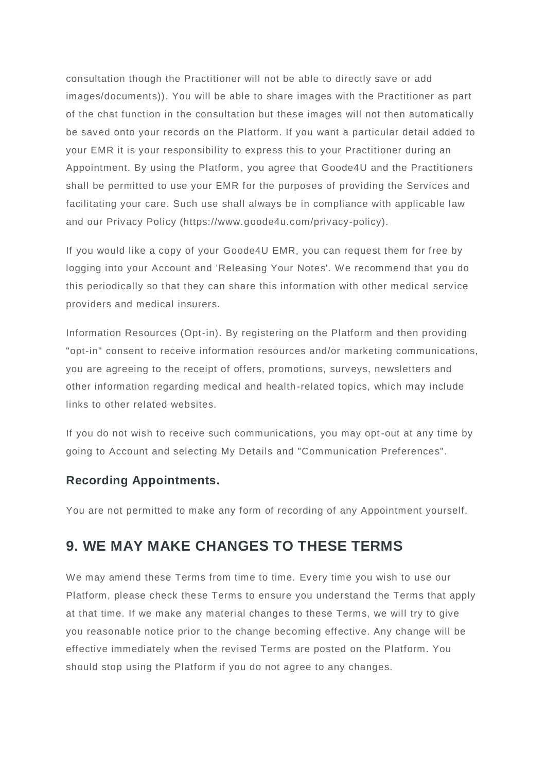consultation though the Practitioner will not be able to directly save or add images/documents)). You will be able to share images with the Practitioner as part of the chat function in the consultation but these images will not then automatically be saved onto your records on the Platform. If you want a particular detail added to your EMR it is your responsibility to express this to your Practitioner during an Appointment. By using the Platform, you agree that Goode4U and the Practitioners shall be permitted to use your EMR for the purposes of providing the Services and facilitating your care. Such use shall always be in compliance with applicable law and our Privacy Policy (https://www.goode4u.com/privacy-policy).

If you would like a copy of your Goode4U EMR, you can request them for free by logging into your Account and 'Releasing Your Notes'. We recommend that you do this periodically so that they can share this information with other medical service providers and medical insurers.

Information Resources (Opt-in). By registering on the Platform and then providing "opt-in" consent to receive information resources and/or marketing communications, you are agreeing to the receipt of offers, promotions, surveys, newsletters and other information regarding medical and health-related topics, which may include links to other related websites.

If you do not wish to receive such communications, you may opt-out at any time by going to Account and selecting My Details and "Communication Preferences".

### Recording Appointments.

You are not permitted to make any form of recording of any Appointment yourself.

## 9. WE MAY MAKE CHANGES TO THESE TERMS

We may amend these Terms from time to time. Every time you wish to use our Platform, please check these Terms to ensure you understand the Terms that apply at that time. If we make any material changes to these Terms, we will try to give you reasonable notice prior to the change becoming effective. Any change will be effective immediately when the revised Terms are posted on the Platform. You should stop using the Platform if you do not agree to any changes.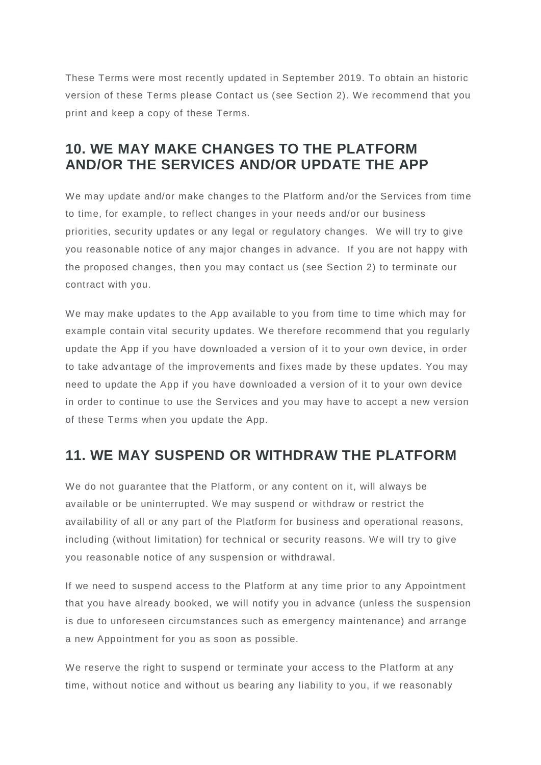These Terms were most recently updated in September 2019. To obtain an historic version of these Terms please Contact us (see Section 2). We recommend that you print and keep a copy of these Terms.

## 10. WE MAY MAKE CHANGES TO THE PLATFORM AND/OR THE SERVICES AND/OR UPDATE THE APP

We may update and/or make changes to the Platform and/or the Services from time to time, for example, to reflect changes in your needs and/or our business priorities, security updates or any legal or regulatory changes. We will try to give you reasonable notice of any major changes in advance. If you are not happy with the proposed changes, then you may contact us (see Section 2) to terminate our contract with you.

We may make updates to the App available to you from time to time which may for example contain vital security updates. We therefore recommend that you regularly update the App if you have downloaded a version of it to your own device, in order to take advantage of the improvements and fixes made by these updates. You may need to update the App if you have downloaded a version of it to your own device in order to continue to use the Services and you may have to accept a new version of these Terms when you update the App.

## 11. WE MAY SUSPEND OR WITHDRAW THE PLATFORM

We do not guarantee that the Platform, or any content on it, will always be available or be uninterrupted. We may suspend or withdraw or restrict the availability of all or any part of the Platform for business and operational reasons, including (without limitation) for technical or security reasons. We will try to give you reasonable notice of any suspension or withdrawal.

If we need to suspend access to the Platform at any time prior to any Appointment that you have already booked, we will notify you in advance (unless the suspension is due to unforeseen circumstances such as emergency maintenance) and arrange a new Appointment for you as soon as possible.

We reserve the right to suspend or terminate your access to the Platform at any time, without notice and without us bearing any liability to you, if we reasonably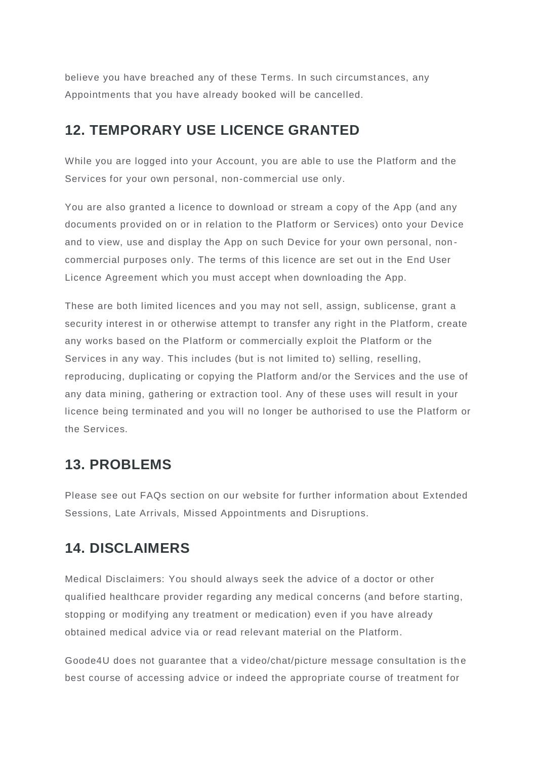believe you have breached any of these Terms. In such circumstances, any Appointments that you have already booked will be cancelled.

## 12. TEMPORARY USE LICENCE GRANTED

While you are logged into your Account, you are able to use the Platform and the Services for your own personal, non-commercial use only.

You are also granted a licence to download or stream a copy of the App (and any documents provided on or in relation to the Platform or Services) onto your Device and to view, use and display the App on such Device for your own personal, non-commercial purposes only. The terms of this licence are set out in the End User Licence Agreement which you must accept when downloading the App.

These are both limited licences and you may not sell, assign, sublicense, grant a security interest in or otherwise attempt to transfer any right in the Platform, create any works based on the Platform or commercially exploit the Platform or the Services in any way. This includes (but is not limited to) selling, reselling, reproducing, duplicating or copying the Platform and/or the Services and the use of any data mining, gathering or extraction tool. Any of these uses will result in your licence being terminated and you will no longer be authorised to use the Platform or the Services.

## 13. PROBLEMS

Please see out FAQs section on our website for further information about Extended Sessions, Late Arrivals, Missed Appointments and Disruptions.

## 14. DISCLAIMERS

Medical Disclaimers: You should always seek the advice of a doctor or other qualified healthcare provider regarding any medical concerns (and before starting, stopping or modifying any treatment or medication) even if you have already obtained medical advice via or read relevant material on the Platform.

Goode4U does not guarantee that a video/chat/picture message consultation is the best course of accessing advice or indeed the appropriate course of treatment for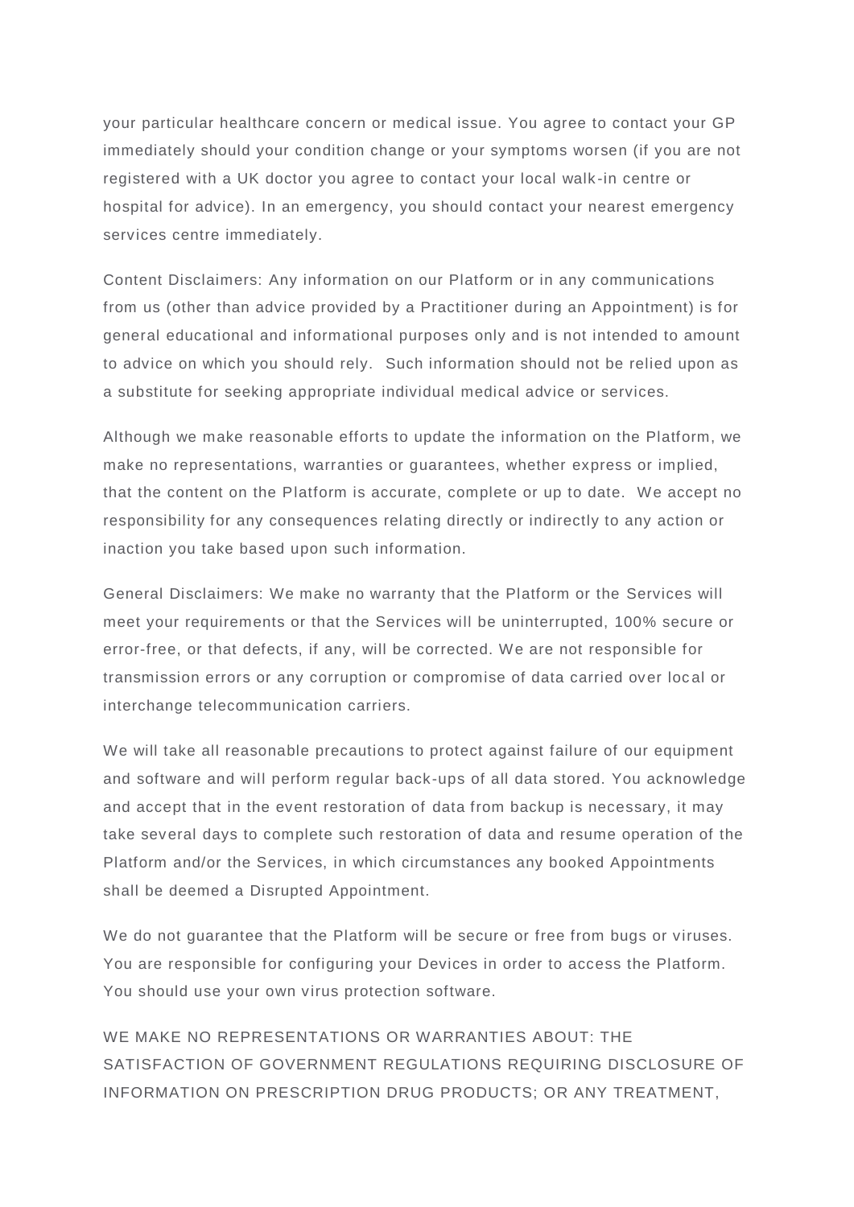your particular healthcare concern or medical issue. You agree to contact your GP immediately should your condition change or your symptoms worsen (if you are not registered with a UK doctor you agree to contact your local walk-in centre or hospital for advice). In an emergency, you should contact your nearest emergency services centre immediately.

Content Disclaimers: Any information on our Platform or in any communications from us (other than advice provided by a Practitioner during an Appointment) is for general educational and informational purposes only and is not intended to amount to advice on which you should rely. Such information should not be relied upon as a substitute for seeking appropriate individual medical advice or services.

Although we make reasonable efforts to update the information on the Platform, we make no representations, warranties or guarantees, whether express or implied, that the content on the Platform is accurate, complete or up to date. We accept no responsibility for any consequences relating directly or indirectly to any action or inaction you take based upon such information.

General Disclaimers: We make no warranty that the Platform or the Services will meet your requirements or that the Services will be uninterrupted, 100% secure or error-free, or that defects, if any, will be corrected. We are not responsible for transmission errors or any corruption or compromise of data carried over local or interchange telecommunication carriers.

We will take all reasonable precautions to protect against failure of our equipment and software and will perform regular back-ups of all data stored. You acknowledge and accept that in the event restoration of data from backup is necessary, it may take several days to complete such restoration of data and resume operation of the Platform and/or the Services, in which circumstances any booked Appointments shall be deemed a Disrupted Appointment.

We do not guarantee that the Platform will be secure or free from bugs or viruses. You are responsible for configuring your Devices in order to access the Platform. You should use your own virus protection software.

WE MAKE NO REPRESENTATIONS OR WARRANTIES ABOUT: THE SATISFACTION OF GOVERNMENT REGULATIONS REQUIRING DISCLOSURE OF INFORMATION ON PRESCRIPTION DRUG PRODUCTS; OR ANY TREATMENT,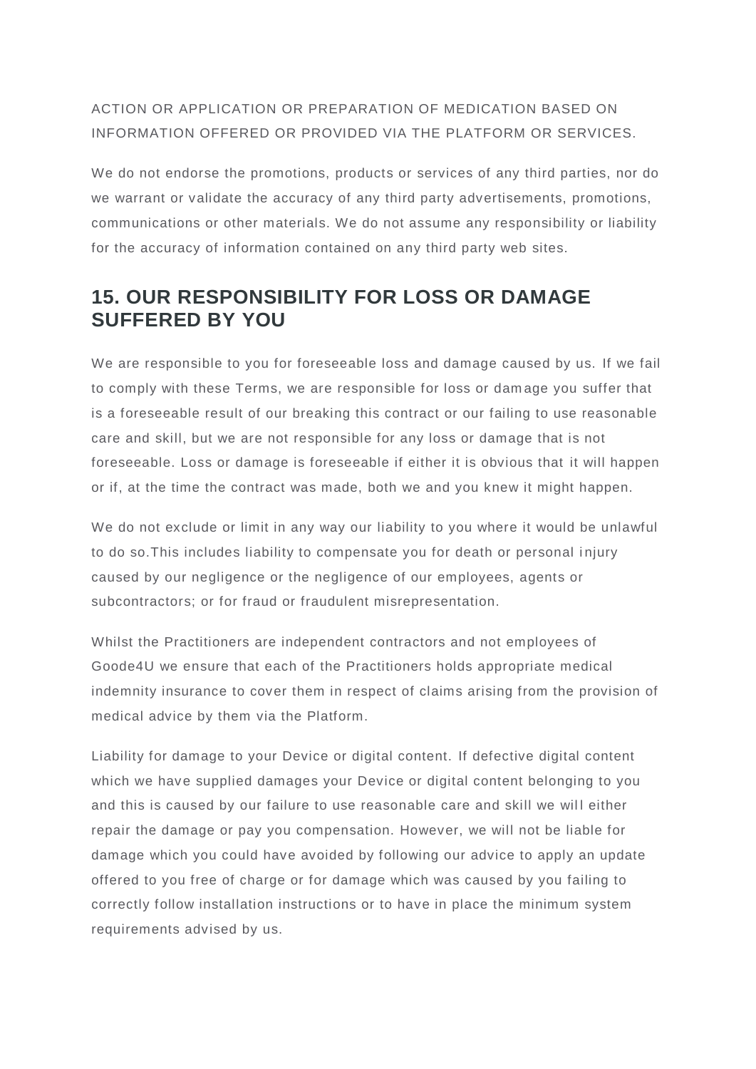ACTION OR APPLICATION OR PREPARATION OF MEDICATION BASED ON INFORMATION OFFERED OR PROVIDED VIA THE PLATFORM OR SERVICES.

We do not endorse the promotions, products or services of any third parties, nor do we warrant or validate the accuracy of any third party advertisements, promotions, communications or other materials. We do not assume any responsibility or liability for the accuracy of information contained on any third party web sites.

## 15. OUR RESPONSIBILITY FOR LOSS OR DAMAGE SUFFERED BY YOU

We are responsible to you for foreseeable loss and damage caused by us. If we fail to comply with these Terms, we are responsible for loss or damage you suffer that is a foreseeable result of our breaking this contract or our failing to use reasonable care and skill, but we are not responsible for any loss or damage that is not foreseeable. Loss or damage is foreseeable if either it is obvious that it will happen or if, at the time the contract was made, both we and you knew it might happen.

We do not exclude or limit in any way our liability to you where it would be unlawful to do so.This includes liability to compensate you for death or personal injury caused by our negligence or the negligence of our employees, agents or subcontractors; or for fraud or fraudulent misrepresentation.

Whilst the Practitioners are independent contractors and not employees of Goode4U we ensure that each of the Practitioners holds appropriate medical indemnity insurance to cover them in respect of claims arising from the provision of medical advice by them via the Platform.

Liability for damage to your Device or digital content. If defective digital content which we have supplied damages your Device or digital content belonging to you and this is caused by our failure to use reasonable care and skill we will either repair the damage or pay you compensation. However, we will not be liable for damage which you could have avoided by following our advice to apply an update offered to you free of charge or for damage which was caused by you failing to correctly follow installation instructions or to have in place the minimum system requirements advised by us.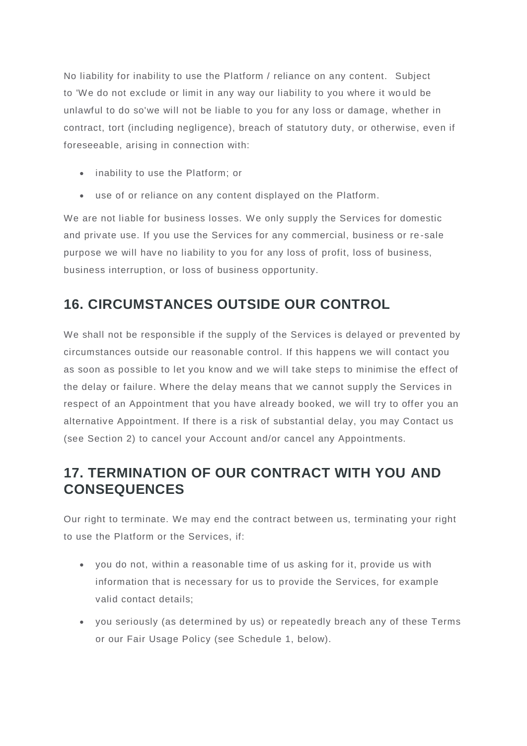No liability for inability to use the Platform / reliance on any content. Subject to 'We do not exclude or limit in any way our liability to you where it would be unlawful to do so'we will not be liable to you for any loss or damage, whether in contract, tort (including negligence), breach of statutory duty, or otherwise, even if foreseeable, arising in connection with:

- inability to use the Platform; or
- use of or reliance on any content displayed on the Platform.

We are not liable for business losses. We only supply the Services for domestic and private use. If you use the Services for any commercial, business or re-sale purpose we will have no liability to you for any loss of profit, loss of business, business interruption, or loss of business opportunity.

## 16. CIRCUMSTANCES OUTSIDE OUR CONTROL

We shall not be responsible if the supply of the Services is delayed or prevented by circumstances outside our reasonable control. If this happens we will contact you as soon as possible to let you know and we will take steps to minimise the effect of the delay or failure. Where the delay means that we cannot supply the Services in respect of an Appointment that you have already booked, we will try to offer you an alternative Appointment. If there is a risk of substantial delay, you may Contact us (see Section 2) to cancel your Account and/or cancel any Appointments.

## 17. TERMINATION OF OUR CONTRACT WITH YOU AND CONSEQUENCES

Our right to terminate. We may end the contract between us, terminating your right to use the Platform or the Services, if:

- you do not, within a reasonable time of us asking for it, provide us with information that is necessary for us to provide the Services, for example valid contact details;
- you seriously (as determined by us) or repeatedly breach any of these Terms or our Fair Usage Policy (see Schedule 1, below).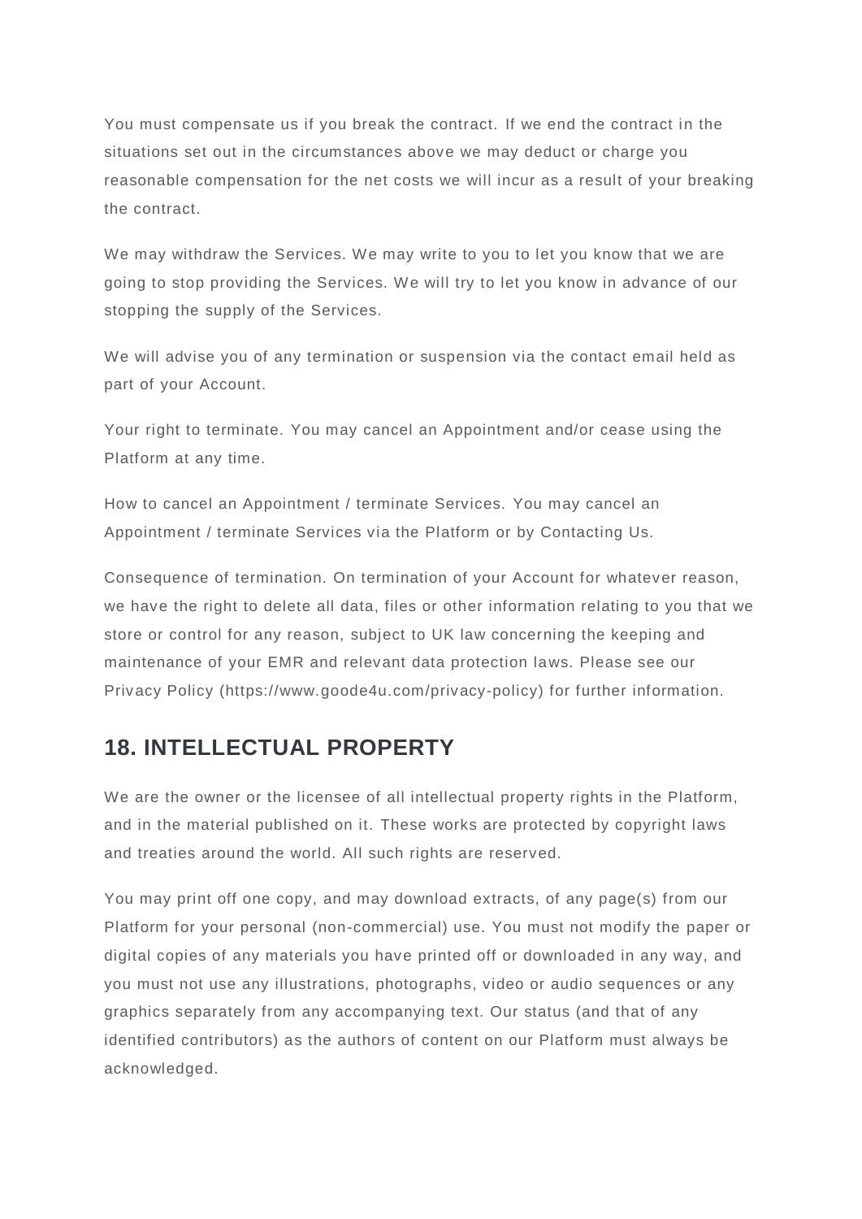You must compensate us if you break the contract. If we end the contract in the situations set out in the circumstances above we may deduct or charge you reasonable compensation for the net costs we will incur as a result of your breaking the contract.

We may withdraw the Services. We may write to you to let you know that we are going to stop providing the Services. We will try to let you know in advance of our stopping the supply of the Services.

We will advise you of any termination or suspension via the contact email held as part of your Account.

Your right to terminate. You may cancel an Appointment and/or cease using the Platform at any time.

How to cancel an Appointment / terminate Services. You may cancel an Appointment / terminate Services via the Platform or by Contacting Us.

Consequence of termination. On termination of your Account for whatever reason, we have the right to delete all data, files or other information relating to you that we store or control for any reason, subject to UK law concerning the keeping and maintenance of your EMR and relevant data protection laws. Please see our Privacy Policy (https://www.goode4u.com/privacy-policy) for further information.

## 18. INTELLECTUAL PROPERTY

We are the owner or the licensee of all intellectual property rights in the Platform, and in the material published on it. These works are protected by copyright laws and treaties around the world. All such rights are reserved.

You may print off one copy, and may download extracts, of any page(s) from our Platform for your personal (non-commercial) use. You must not modify the paper or digital copies of any materials you have printed off or downloaded in any way, and you must not use any illustrations, photographs, video or audio sequences or any graphics separately from any accompanying text. Our status (and that of any identified contributors) as the authors of content on our Platform must always be acknowledged.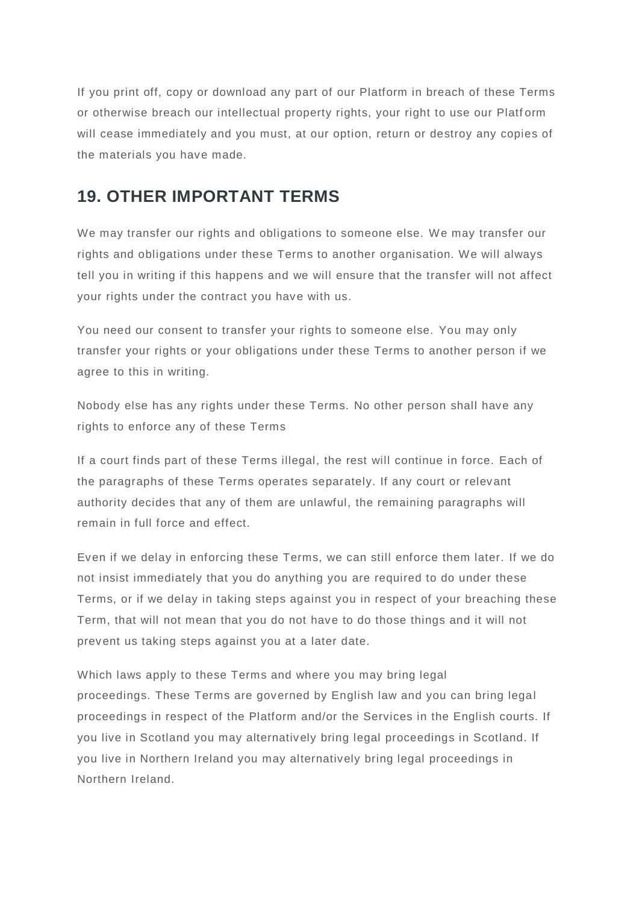If you print off, copy or download any part of our Platform in breach of these Terms or otherwise breach our intellectual property rights, your right to use our Platform will cease immediately and you must, at our option, return or destroy any copies of the materials you have made.

## 19. OTHER IMPORTANT TERMS

We may transfer our rights and obligations to someone else. We may transfer our rights and obligations under these Terms to another organisation. We will always tell you in writing if this happens and we will ensure that the transfer will not affect your rights under the contract you have with us.

You need our consent to transfer your rights to someone else. You may only transfer your rights or your obligations under these Terms to another person if we agree to this in writing.

Nobody else has any rights under these Terms. No other person shall have any rights to enforce any of these Terms

If a court finds part of these Terms illegal, the rest will continue in force. Each of the paragraphs of these Terms operates separately. If any court or relevant authority decides that any of them are unlawful, the remaining paragraphs will remain in full force and effect.

Even if we delay in enforcing these Terms, we can still enforce them later. If we do not insist immediately that you do anything you are required to do under these Terms, or if we delay in taking steps against you in respect of your breaching these Term, that will not mean that you do not have to do those things and it will not prevent us taking steps against you at a later date.

Which laws apply to these Terms and where you may bring legal proceedings. These Terms are governed by English law and you can bring legal proceedings in respect of the Platform and/or the Services in the English courts. If you live in Scotland you may alternatively bring legal proceedings in Scotland. If you live in Northern Ireland you may alternatively bring legal proceedings in Northern Ireland.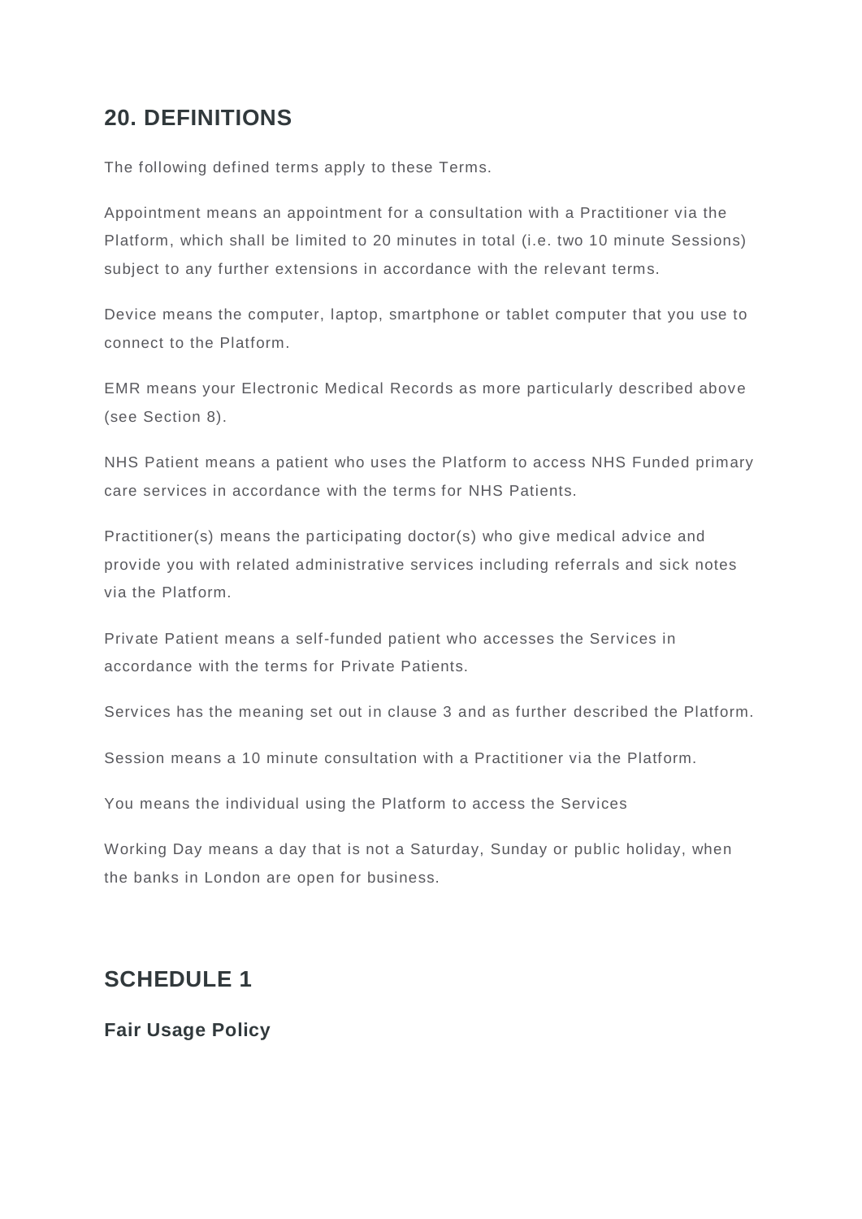## 20. DEFINITIONS

The following defined terms apply to these Terms.

Appointment means an appointment for a consultation with a Practitioner via the Platform, which shall be limited to 20 minutes in total (i.e. two 10 minute Sessions) subject to any further extensions in accordance with the relevant terms.

Device means the computer, laptop, smartphone or tablet computer that you use to connect to the Platform.

EMR means your Electronic Medical Records as more particularly described above (see Section 8).

NHS Patient means a patient who uses the Platform to access NHS Funded primary care services in accordance with the terms for NHS Patients.

Practitioner(s) means the participating doctor(s) who give medical advice and provide you with related administrative services including referrals and sick notes via the Platform.

Private Patient means a self-funded patient who accesses the Services in accordance with the terms for Private Patients.

Services has the meaning set out in clause 3 and as further described the Platform.

Session means a 10 minute consultation with a Practitioner via the Platform.

You means the individual using the Platform to access the Services

Working Day means a day that is not a Saturday, Sunday or public holiday, when the banks in London are open for business.

## SCHEDULE 1

### Fair Usage Policy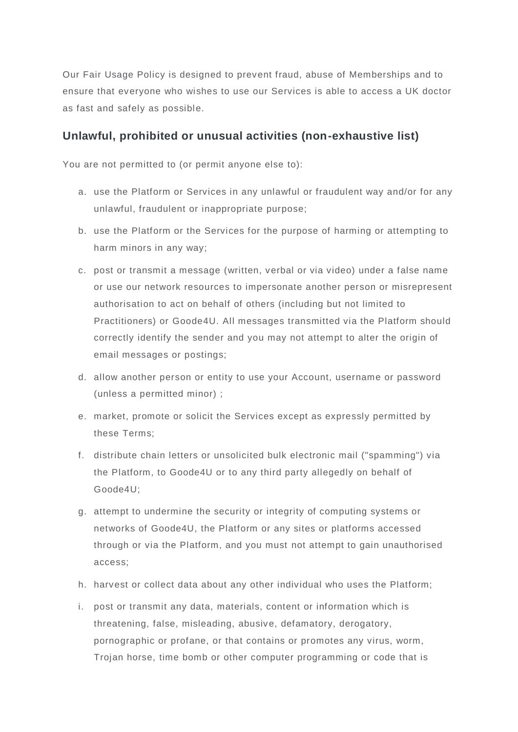Our Fair Usage Policy is designed to prevent fraud, abuse of Memberships and to ensure that everyone who wishes to use our Services is able to access a UK doctor as fast and safely as possible.

### Unlawful, prohibited or unusual activities (non-exhaustive list)

You are not permitted to (or permit anyone else to):

a. use the Platform or Services in any unlawful or fraudulent way and/or for any unlawful, fraudulent or inappropriate purpose;

b. use the Platform or the Services for the purpose of harming or attempting to harm minors in any way;

c. post or transmit a message (written, verbal or via video) under a false name or use our network resources to impersonate another person or misrepresent authorisation to act on behalf of others (including but not limited to Practitioners) or Goode4U. All messages transmitted via the Platform should correctly identify the sender and you may not attempt to alter the origin of email messages or postings;

d. allow another person or entity to use your Account, username or password (unless a permitted minor) ;

e. market, promote or solicit the Services except as expressly permitted by these Terms;

f. distribute chain letters or unsolicited bulk electronic mail ("spamming") via the Platform, to Goode4U or to any third party allegedly on behalf of Goode4U;

g. attempt to undermine the security or integrity of computing systems or networks of Goode4U, the Platform or any sites or platforms accessed through or via the Platform, and you must not attempt to gain unauthorised access;

h. harvest or collect data about any other individual who uses the Platform;

i. post or transmit any data, materials, content or information which is threatening, false, misleading, abusive, defamatory, derogatory, pornographic or profane, or that contains or promotes any virus, worm, Trojan horse, time bomb or other computer programming or code that is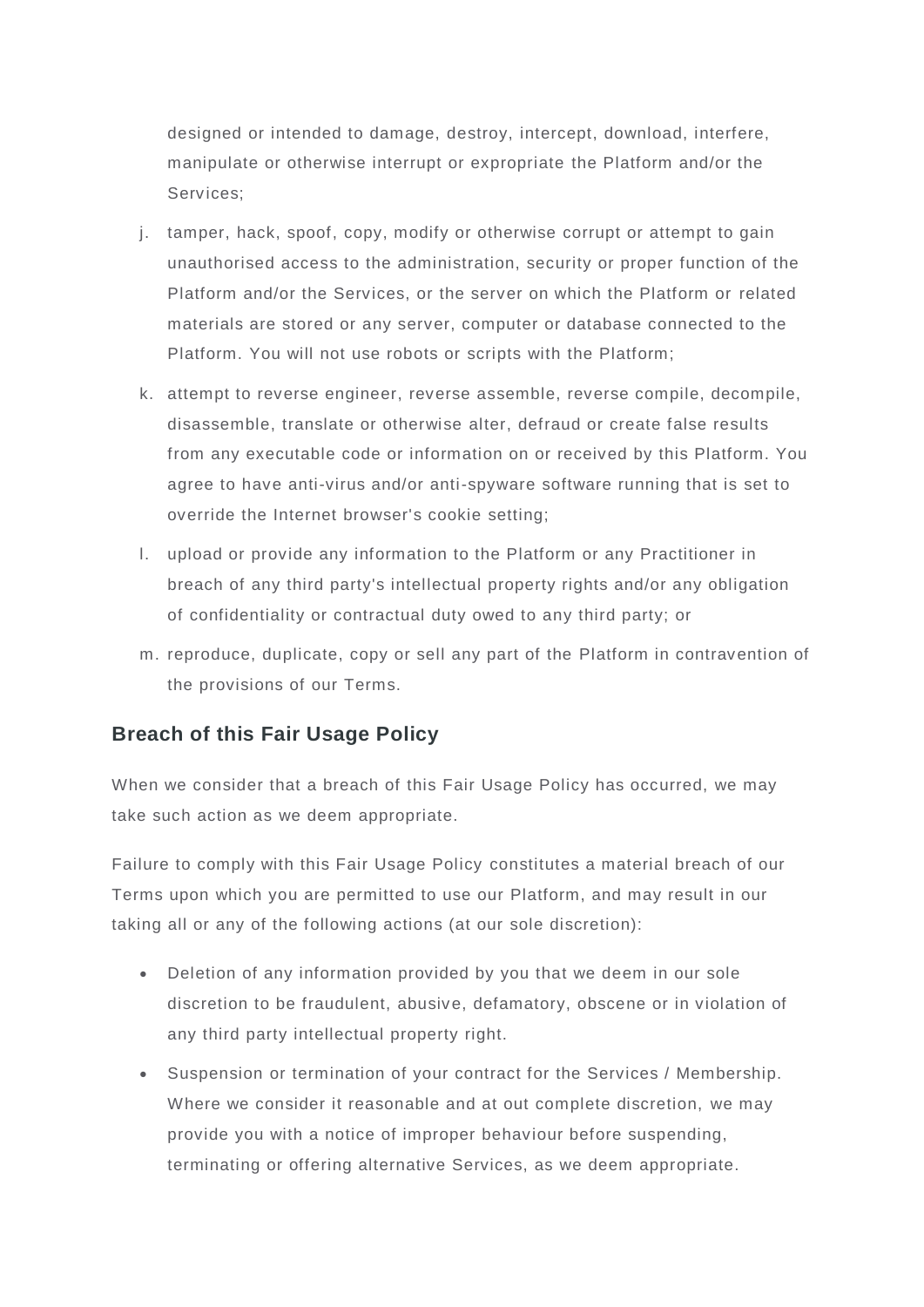designed or intended to damage, destroy, intercept, download, interfere, manipulate or otherwise interrupt or expropriate the Platform and/or the Services;

j. tamper, hack, spoof, copy, modify or otherwise corrupt or attempt to gain unauthorised access to the administration, security or proper function of the Platform and/or the Services, or the server on which the Platform or related materials are stored or any server, computer or database connected to the Platform. You will not use robots or scripts with the Platform;
k. attempt to reverse engineer, reverse assemble, reverse compile, decompile, disassemble, translate or otherwise alter, defraud or create false results from any executable code or information on or received by this Platform. You agree to have anti-virus and/or anti-spyware software running that is set to override the Internet browser's cookie setting;
l. upload or provide any information to the Platform or any Practitioner in breach of any third party's intellectual property rights and/or any obligation of confidentiality or contractual duty owed to any third party; or
m. reproduce, duplicate, copy or sell any part of the Platform in contravention of the provisions of our Terms.

### Breach of this Fair Usage Policy

When we consider that a breach of this Fair Usage Policy has occurred, we may take such action as we deem appropriate.

Failure to comply with this Fair Usage Policy constitutes a material breach of our Terms upon which you are permitted to use our Platform, and may result in our taking all or any of the following actions (at our sole discretion):

- Deletion of any information provided by you that we deem in our sole discretion to be fraudulent, abusive, defamatory, obscene or in violation of any third party intellectual property right.
- Suspension or termination of your contract for the Services / Membership. Where we consider it reasonable and at out complete discretion, we may provide you with a notice of improper behaviour before suspending, terminating or offering alternative Services, as we deem appropriate.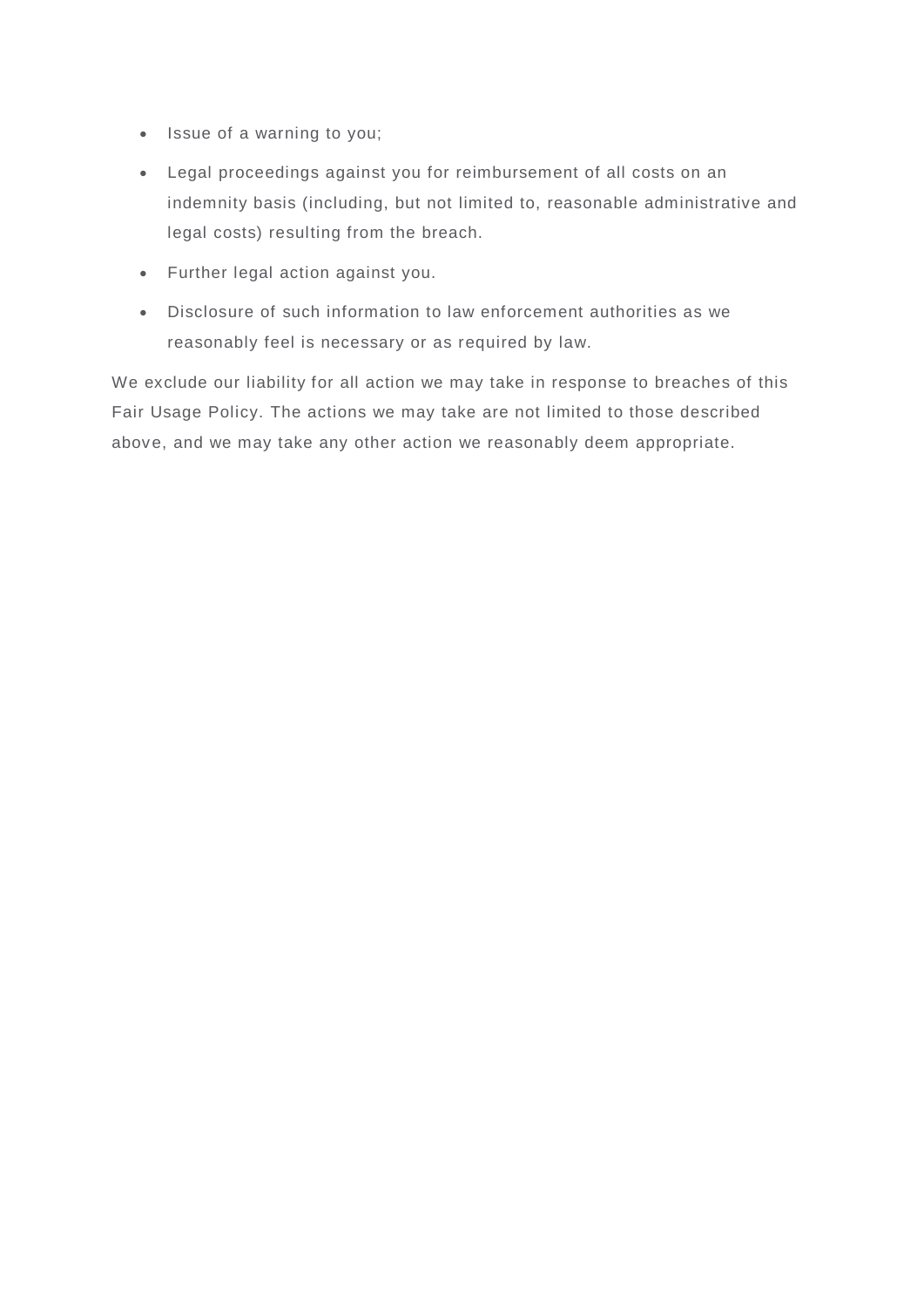- Issue of a warning to you;
- Legal proceedings against you for reimbursement of all costs on an indemnity basis (including, but not limited to, reasonable administrative and legal costs) resulting from the breach.
- Further legal action against you.
- Disclosure of such information to law enforcement authorities as we reasonably feel is necessary or as required by law.

We exclude our liability for all action we may take in response to breaches of this Fair Usage Policy. The actions we may take are not limited to those described above, and we may take any other action we reasonably deem appropriate.